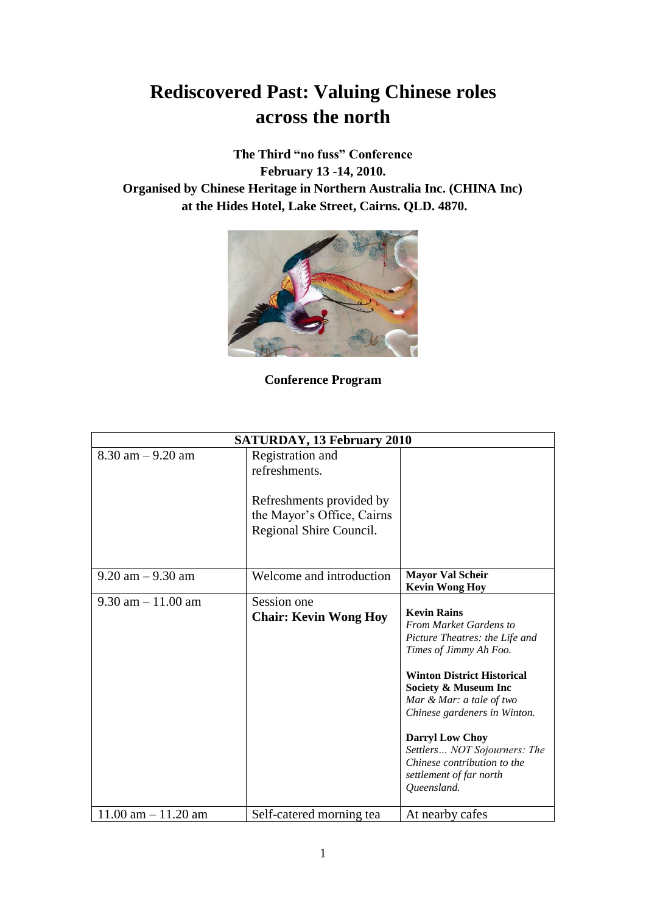# Rediscovered Past: Valuing Chinese roles across the north

**The Third "no fuss" Conference**
**February 13 -14, 2010.**
**Organised by Chinese Heritage in Northern Australia Inc. (CHINA Inc)**
**at the Hides Hotel, Lake Street, Cairns. QLD. 4870.**

**Conference Program**

| SATURDAY, 13 February 2010 | | |
|---|---|---|
| 8.30 am – 9.20 am | Registration and refreshments.<br><br>Refreshments provided by the Mayor's Office, Cairns Regional Shire Council. | |
| 9.20 am – 9.30 am | Welcome and introduction | **Mayor Val Scheir**<br>**Kevin Wong Hoy** |
| 9.30 am – 11.00 am | Session one<br>**Chair: Kevin Wong Hoy** | **Kevin Rains**<br>*From Market Gardens to Picture Theatres: the Life and Times of Jimmy Ah Foo.*<br><br>**Winton District Historical Society & Museum Inc**<br>*Mar & Mar: a tale of two Chinese gardeners in Winton.*<br><br>**Darryl Low Choy**<br>*Settlers… NOT Sojourners: The Chinese contribution to the settlement of far north Queensland.* |
| 11.00 am – 11.20 am | Self-catered morning tea | At nearby cafes |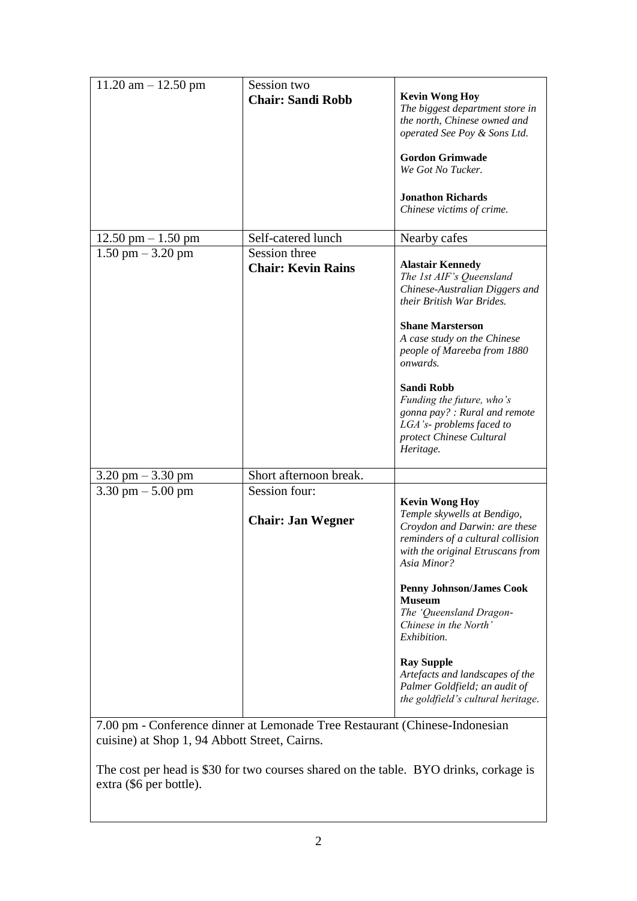| | | |
|---|---|---|
| 11.20 am – 12.50 pm | Session two<br>**Chair: Sandi Robb** | **Kevin Wong Hoy**<br>*The biggest department store in the north, Chinese owned and operated See Poy & Sons Ltd.*<br><br>**Gordon Grimwade**<br>*We Got No Tucker.*<br><br>**Jonathon Richards**<br>*Chinese victims of crime.* |
| 12.50 pm – 1.50 pm | Self-catered lunch | Nearby cafes |
| 1.50 pm – 3.20 pm | Session three<br>**Chair: Kevin Rains** | **Alastair Kennedy**<br>*The 1st AIF's Queensland Chinese-Australian Diggers and their British War Brides.*<br><br>**Shane Marsterson**<br>*A case study on the Chinese people of Mareeba from 1880 onwards.*<br><br>**Sandi Robb**<br>*Funding the future, who's gonna pay? : Rural and remote LGA's- problems faced to protect Chinese Cultural Heritage.* |
| 3.20 pm – 3.30 pm | Short afternoon break. | |
| 3.30 pm – 5.00 pm | Session four:<br><br>**Chair: Jan Wegner** | **Kevin Wong Hoy**<br>*Temple skywells at Bendigo, Croydon and Darwin: are these reminders of a cultural collision with the original Etruscans from Asia Minor?*<br><br>**Penny Johnson/James Cook Museum**<br>*The 'Queensland Dragon-Chinese in the North' Exhibition.*<br><br>**Ray Supple**<br>*Artefacts and landscapes of the Palmer Goldfield; an audit of the goldfield's cultural heritage.* |

7.00 pm - Conference dinner at Lemonade Tree Restaurant (Chinese-Indonesian cuisine) at Shop 1, 94 Abbott Street, Cairns.

The cost per head is $30 for two courses shared on the table. BYO drinks, corkage is extra ($6 per bottle).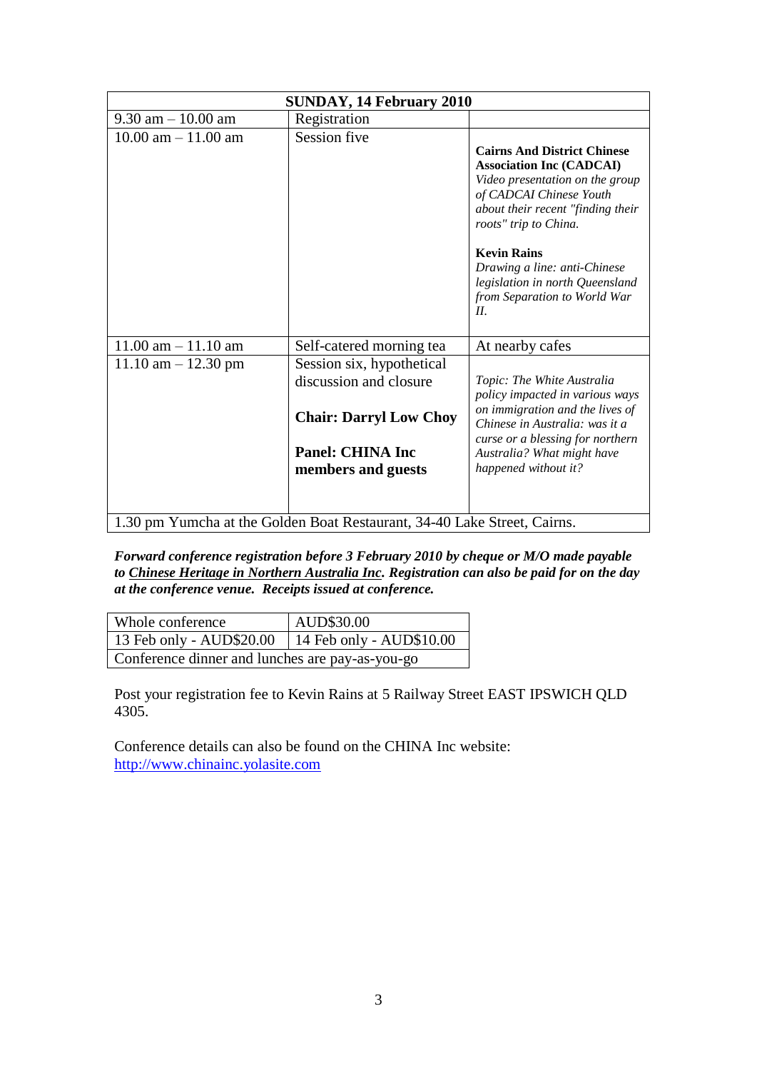| SUNDAY, 14 February 2010 | | |
|---|---|---|
| 9.30 am – 10.00 am | Registration | |
| 10.00 am – 11.00 am | Session five | **Cairns And District Chinese Association Inc (CADCAI)** *Video presentation on the group of CADCAI Chinese Youth about their recent "finding their roots" trip to China.* **Kevin Rains** *Drawing a line: anti-Chinese legislation in north Queensland from Separation to World War II.* |
| 11.00 am – 11.10 am | Self-catered morning tea | At nearby cafes |
| 11.10 am – 12.30 pm | Session six, hypothetical discussion and closure **Chair: Darryl Low Choy** **Panel: CHINA Inc members and guests** | *Topic: The White Australia policy impacted in various ways on immigration and the lives of Chinese in Australia: was it a curse or a blessing for northern Australia? What might have happened without it?* |
| 1.30 pm Yumcha at the Golden Boat Restaurant, 34-40 Lake Street, Cairns. | | |

***Forward conference registration before 3 February 2010 by cheque or M/O made payable to Chinese Heritage in Northern Australia Inc. Registration can also be paid for on the day at the conference venue. Receipts issued at conference.***

| Whole conference | AUD$30.00 |
|---|---|
| 13 Feb only - AUD$20.00 | 14 Feb only - AUD$10.00 |
| Conference dinner and lunches are pay-as-you-go | |

Post your registration fee to Kevin Rains at 5 Railway Street EAST IPSWICH QLD 4305.

Conference details can also be found on the CHINA Inc website: http://www.chinainc.yolasite.com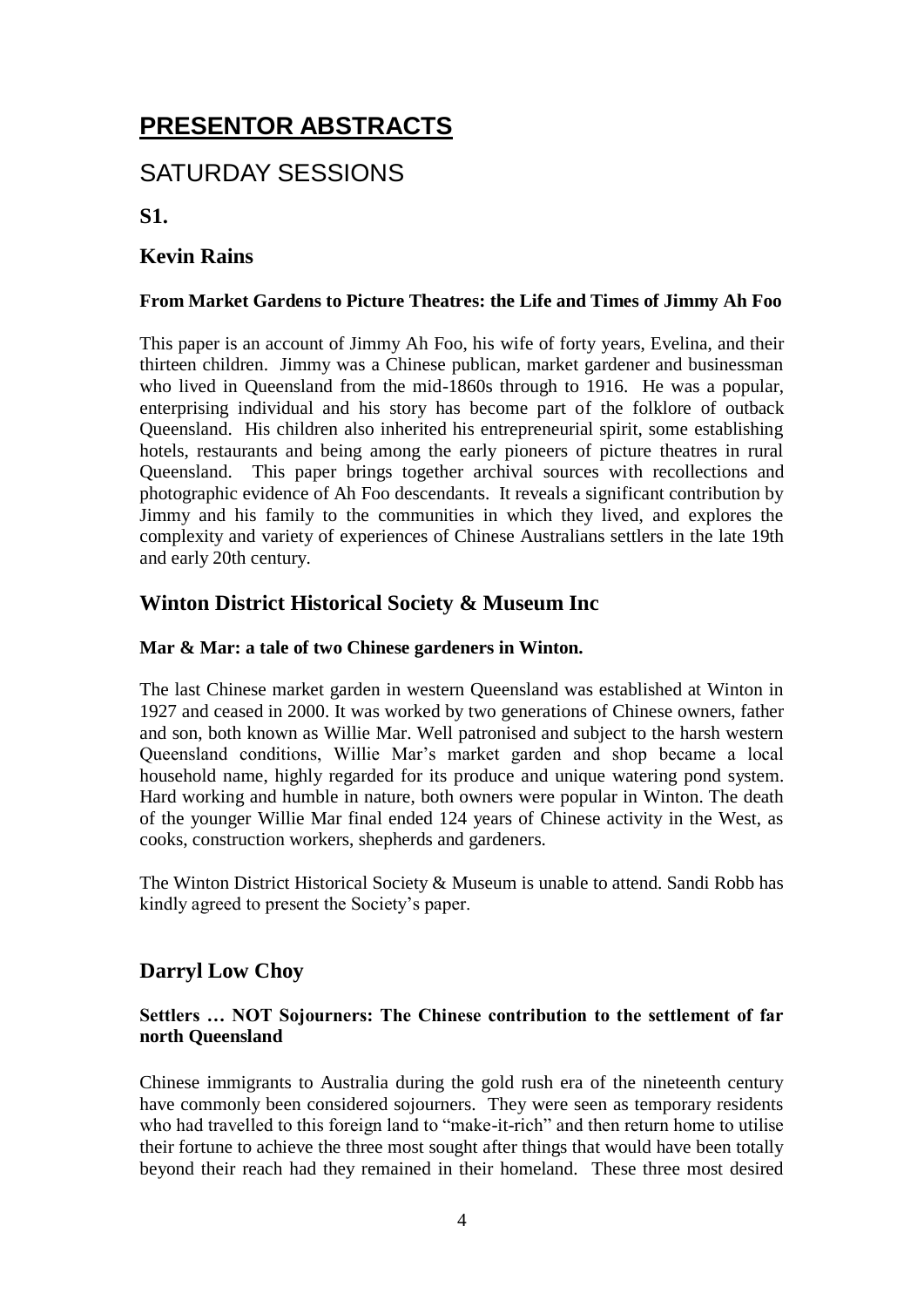# PRESENTOR ABSTRACTS

## SATURDAY SESSIONS

**S1.**

### Kevin Rains

**From Market Gardens to Picture Theatres: the Life and Times of Jimmy Ah Foo**

This paper is an account of Jimmy Ah Foo, his wife of forty years, Evelina, and their thirteen children. Jimmy was a Chinese publican, market gardener and businessman who lived in Queensland from the mid-1860s through to 1916. He was a popular, enterprising individual and his story has become part of the folklore of outback Queensland. His children also inherited his entrepreneurial spirit, some establishing hotels, restaurants and being among the early pioneers of picture theatres in rural Queensland. This paper brings together archival sources with recollections and photographic evidence of Ah Foo descendants. It reveals a significant contribution by Jimmy and his family to the communities in which they lived, and explores the complexity and variety of experiences of Chinese Australians settlers in the late 19th and early 20th century.

### Winton District Historical Society & Museum Inc

**Mar & Mar: a tale of two Chinese gardeners in Winton.**

The last Chinese market garden in western Queensland was established at Winton in 1927 and ceased in 2000. It was worked by two generations of Chinese owners, father and son, both known as Willie Mar. Well patronised and subject to the harsh western Queensland conditions, Willie Mar's market garden and shop became a local household name, highly regarded for its produce and unique watering pond system. Hard working and humble in nature, both owners were popular in Winton. The death of the younger Willie Mar final ended 124 years of Chinese activity in the West, as cooks, construction workers, shepherds and gardeners.

The Winton District Historical Society & Museum is unable to attend. Sandi Robb has kindly agreed to present the Society's paper.

### Darryl Low Choy

**Settlers … NOT Sojourners: The Chinese contribution to the settlement of far north Queensland**

Chinese immigrants to Australia during the gold rush era of the nineteenth century have commonly been considered sojourners. They were seen as temporary residents who had travelled to this foreign land to "make-it-rich" and then return home to utilise their fortune to achieve the three most sought after things that would have been totally beyond their reach had they remained in their homeland. These three most desired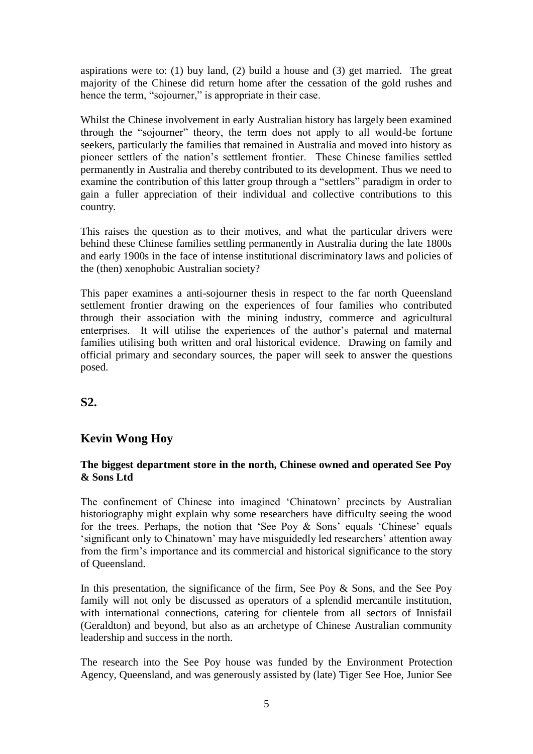aspirations were to: (1) buy land, (2) build a house and (3) get married. The great majority of the Chinese did return home after the cessation of the gold rushes and hence the term, "sojourner," is appropriate in their case.

Whilst the Chinese involvement in early Australian history has largely been examined through the "sojourner" theory, the term does not apply to all would-be fortune seekers, particularly the families that remained in Australia and moved into history as pioneer settlers of the nation's settlement frontier. These Chinese families settled permanently in Australia and thereby contributed to its development. Thus we need to examine the contribution of this latter group through a "settlers" paradigm in order to gain a fuller appreciation of their individual and collective contributions to this country.

This raises the question as to their motives, and what the particular drivers were behind these Chinese families settling permanently in Australia during the late 1800s and early 1900s in the face of intense institutional discriminatory laws and policies of the (then) xenophobic Australian society?

This paper examines a anti-sojourner thesis in respect to the far north Queensland settlement frontier drawing on the experiences of four families who contributed through their association with the mining industry, commerce and agricultural enterprises. It will utilise the experiences of the author's paternal and maternal families utilising both written and oral historical evidence. Drawing on family and official primary and secondary sources, the paper will seek to answer the questions posed.

## S2.

## Kevin Wong Hoy

**The biggest department store in the north, Chinese owned and operated See Poy & Sons Ltd**

The confinement of Chinese into imagined 'Chinatown' precincts by Australian historiography might explain why some researchers have difficulty seeing the wood for the trees. Perhaps, the notion that 'See Poy & Sons' equals 'Chinese' equals 'significant only to Chinatown' may have misguidedly led researchers' attention away from the firm's importance and its commercial and historical significance to the story of Queensland.

In this presentation, the significance of the firm, See Poy & Sons, and the See Poy family will not only be discussed as operators of a splendid mercantile institution, with international connections, catering for clientele from all sectors of Innisfail (Geraldton) and beyond, but also as an archetype of Chinese Australian community leadership and success in the north.

The research into the See Poy house was funded by the Environment Protection Agency, Queensland, and was generously assisted by (late) Tiger See Hoe, Junior See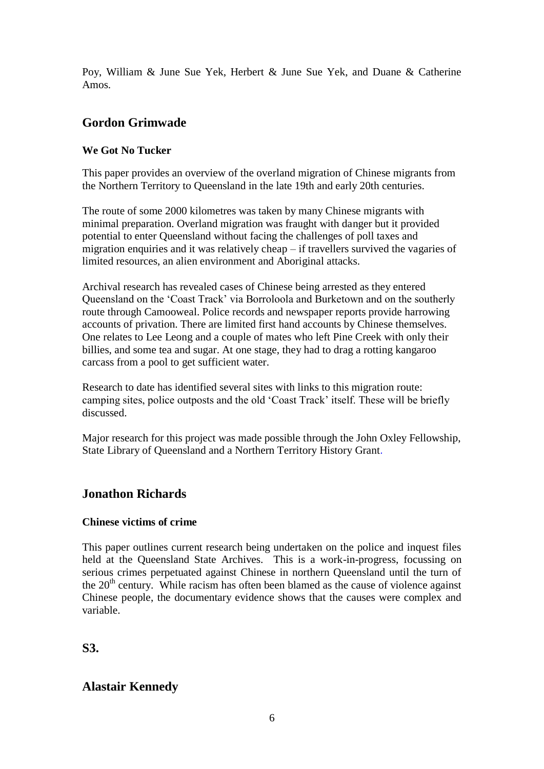Poy, William & June Sue Yek, Herbert & June Sue Yek, and Duane & Catherine Amos.

## Gordon Grimwade

### We Got No Tucker

This paper provides an overview of the overland migration of Chinese migrants from the Northern Territory to Queensland in the late 19th and early 20th centuries.

The route of some 2000 kilometres was taken by many Chinese migrants with minimal preparation. Overland migration was fraught with danger but it provided potential to enter Queensland without facing the challenges of poll taxes and migration enquiries and it was relatively cheap – if travellers survived the vagaries of limited resources, an alien environment and Aboriginal attacks.

Archival research has revealed cases of Chinese being arrested as they entered Queensland on the 'Coast Track' via Borroloola and Burketown and on the southerly route through Camooweal. Police records and newspaper reports provide harrowing accounts of privation. There are limited first hand accounts by Chinese themselves. One relates to Lee Leong and a couple of mates who left Pine Creek with only their billies, and some tea and sugar. At one stage, they had to drag a rotting kangaroo carcass from a pool to get sufficient water.

Research to date has identified several sites with links to this migration route: camping sites, police outposts and the old 'Coast Track' itself. These will be briefly discussed.

Major research for this project was made possible through the John Oxley Fellowship, State Library of Queensland and a Northern Territory History Grant.

## Jonathon Richards

### Chinese victims of crime

This paper outlines current research being undertaken on the police and inquest files held at the Queensland State Archives. This is a work-in-progress, focussing on serious crimes perpetuated against Chinese in northern Queensland until the turn of the 20th century. While racism has often been blamed as the cause of violence against Chinese people, the documentary evidence shows that the causes were complex and variable.

## S3.

## Alastair Kennedy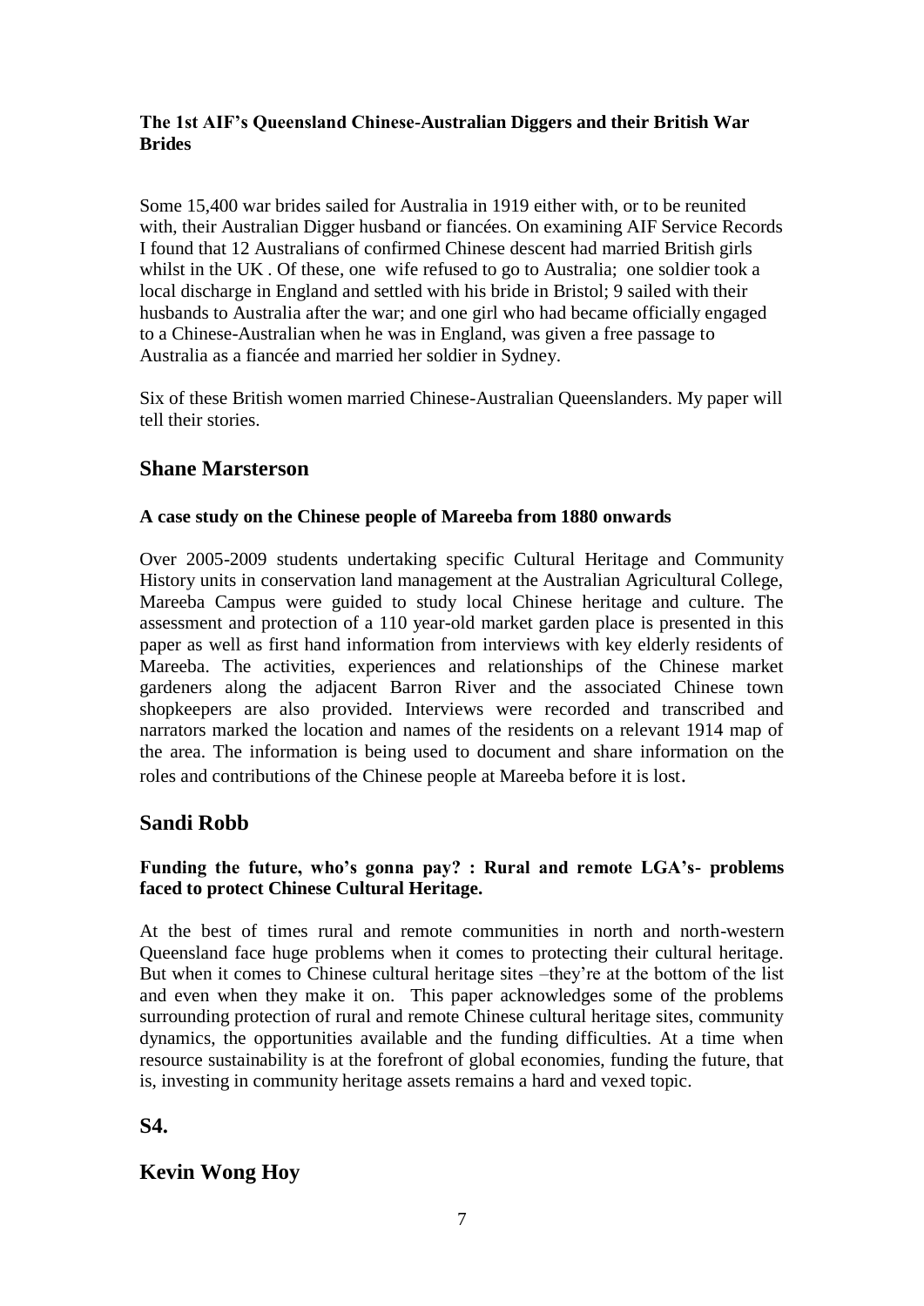**The 1st AIF's Queensland Chinese-Australian Diggers and their British War Brides**

Some 15,400 war brides sailed for Australia in 1919 either with, or to be reunited with, their Australian Digger husband or fiancées. On examining AIF Service Records I found that 12 Australians of confirmed Chinese descent had married British girls whilst in the UK . Of these, one wife refused to go to Australia; one soldier took a local discharge in England and settled with his bride in Bristol; 9 sailed with their husbands to Australia after the war; and one girl who had became officially engaged to a Chinese-Australian when he was in England, was given a free passage to Australia as a fiancée and married her soldier in Sydney.

Six of these British women married Chinese-Australian Queenslanders. My paper will tell their stories.

## Shane Marsterson

**A case study on the Chinese people of Mareeba from 1880 onwards**

Over 2005-2009 students undertaking specific Cultural Heritage and Community History units in conservation land management at the Australian Agricultural College, Mareeba Campus were guided to study local Chinese heritage and culture. The assessment and protection of a 110 year-old market garden place is presented in this paper as well as first hand information from interviews with key elderly residents of Mareeba. The activities, experiences and relationships of the Chinese market gardeners along the adjacent Barron River and the associated Chinese town shopkeepers are also provided. Interviews were recorded and transcribed and narrators marked the location and names of the residents on a relevant 1914 map of the area. The information is being used to document and share information on the roles and contributions of the Chinese people at Mareeba before it is lost.

## Sandi Robb

**Funding the future, who's gonna pay? : Rural and remote LGA's- problems faced to protect Chinese Cultural Heritage.**

At the best of times rural and remote communities in north and north-western Queensland face huge problems when it comes to protecting their cultural heritage. But when it comes to Chinese cultural heritage sites –they're at the bottom of the list and even when they make it on. This paper acknowledges some of the problems surrounding protection of rural and remote Chinese cultural heritage sites, community dynamics, the opportunities available and the funding difficulties. At a time when resource sustainability is at the forefront of global economies, funding the future, that is, investing in community heritage assets remains a hard and vexed topic.

## S4.

## Kevin Wong Hoy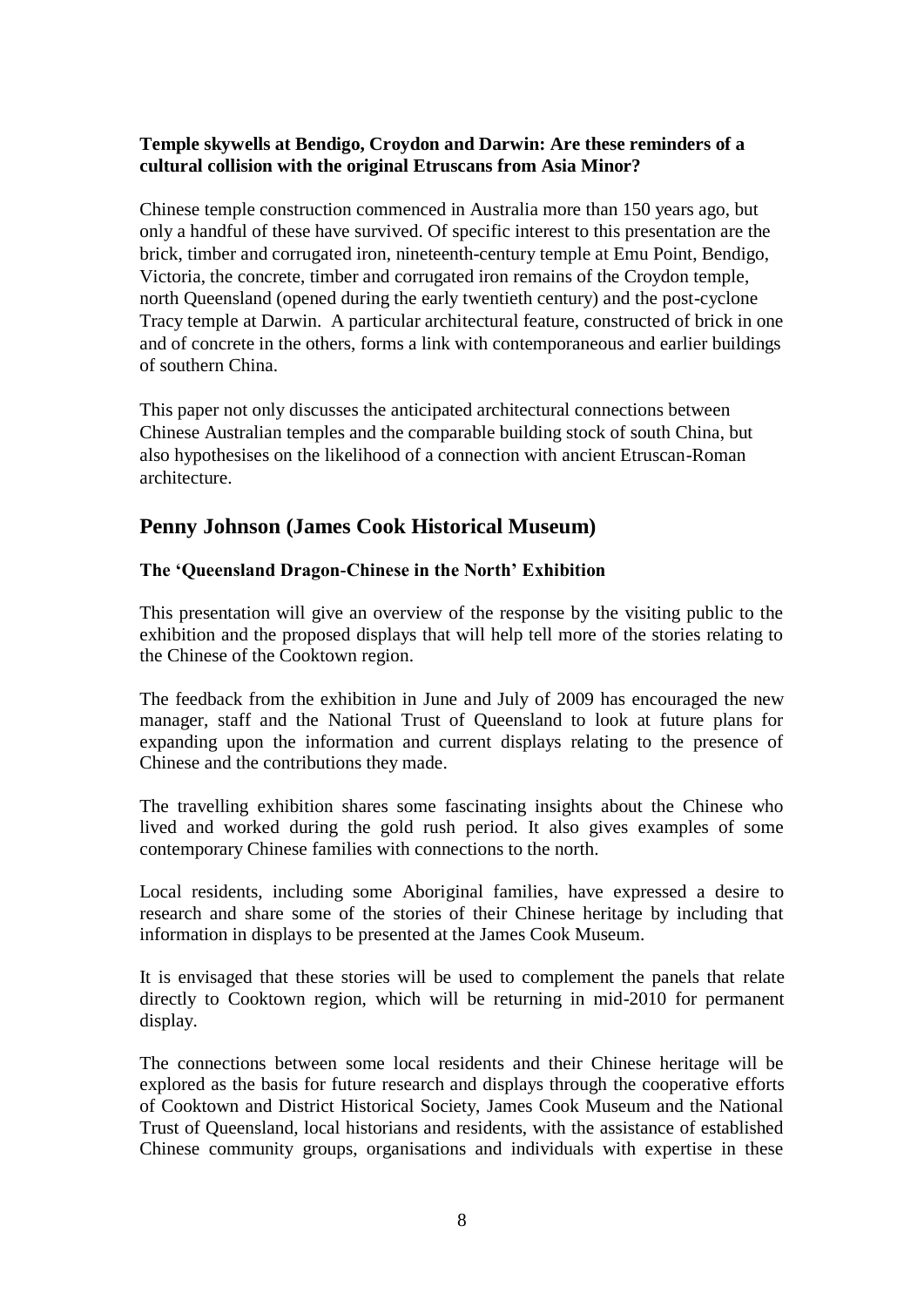**Temple skywells at Bendigo, Croydon and Darwin: Are these reminders of a cultural collision with the original Etruscans from Asia Minor?**

Chinese temple construction commenced in Australia more than 150 years ago, but only a handful of these have survived. Of specific interest to this presentation are the brick, timber and corrugated iron, nineteenth-century temple at Emu Point, Bendigo, Victoria, the concrete, timber and corrugated iron remains of the Croydon temple, north Queensland (opened during the early twentieth century) and the post-cyclone Tracy temple at Darwin. A particular architectural feature, constructed of brick in one and of concrete in the others, forms a link with contemporaneous and earlier buildings of southern China.

This paper not only discusses the anticipated architectural connections between Chinese Australian temples and the comparable building stock of south China, but also hypothesises on the likelihood of a connection with ancient Etruscan-Roman architecture.

## Penny Johnson (James Cook Historical Museum)

**The 'Queensland Dragon-Chinese in the North' Exhibition**

This presentation will give an overview of the response by the visiting public to the exhibition and the proposed displays that will help tell more of the stories relating to the Chinese of the Cooktown region.

The feedback from the exhibition in June and July of 2009 has encouraged the new manager, staff and the National Trust of Queensland to look at future plans for expanding upon the information and current displays relating to the presence of Chinese and the contributions they made.

The travelling exhibition shares some fascinating insights about the Chinese who lived and worked during the gold rush period. It also gives examples of some contemporary Chinese families with connections to the north.

Local residents, including some Aboriginal families, have expressed a desire to research and share some of the stories of their Chinese heritage by including that information in displays to be presented at the James Cook Museum.

It is envisaged that these stories will be used to complement the panels that relate directly to Cooktown region, which will be returning in mid-2010 for permanent display.

The connections between some local residents and their Chinese heritage will be explored as the basis for future research and displays through the cooperative efforts of Cooktown and District Historical Society, James Cook Museum and the National Trust of Queensland, local historians and residents, with the assistance of established Chinese community groups, organisations and individuals with expertise in these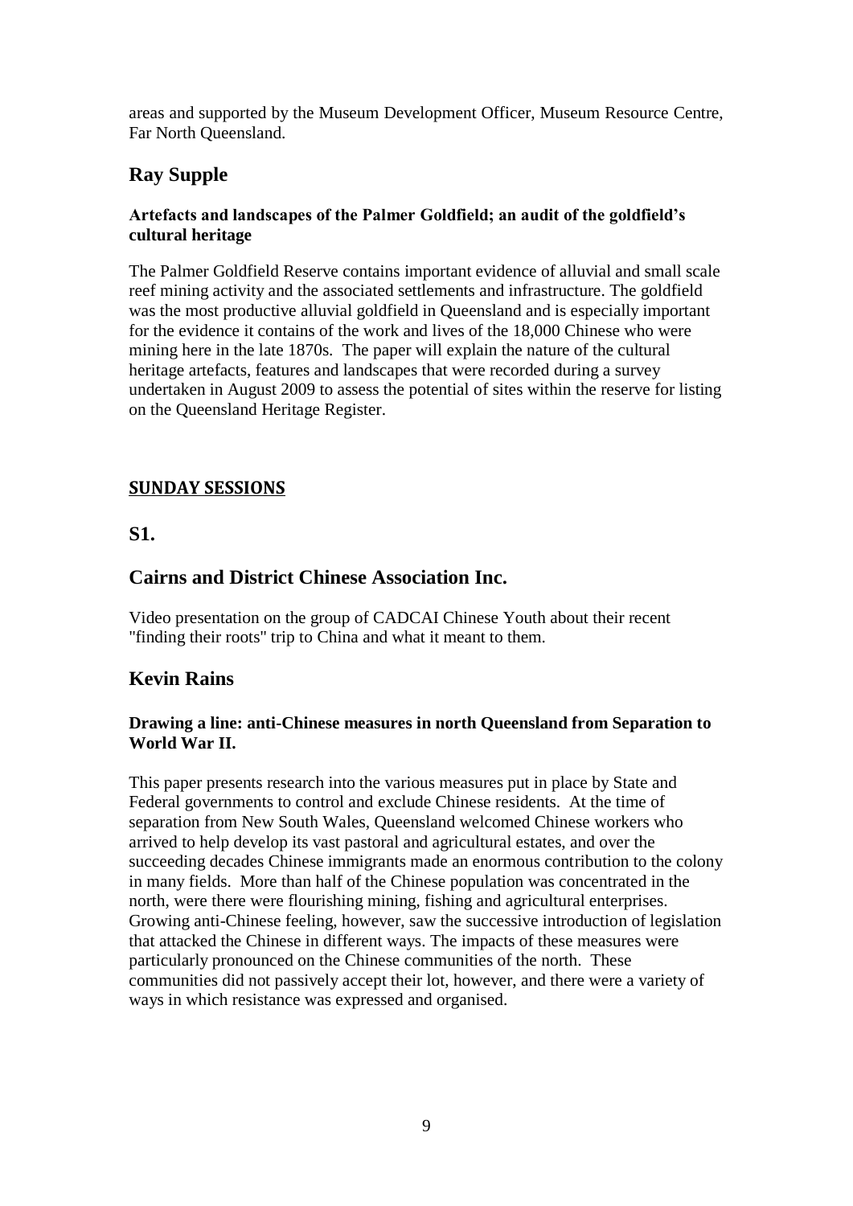areas and supported by the Museum Development Officer, Museum Resource Centre, Far North Queensland.

## Ray Supple

**Artefacts and landscapes of the Palmer Goldfield; an audit of the goldfield's cultural heritage**

The Palmer Goldfield Reserve contains important evidence of alluvial and small scale reef mining activity and the associated settlements and infrastructure. The goldfield was the most productive alluvial goldfield in Queensland and is especially important for the evidence it contains of the work and lives of the 18,000 Chinese who were mining here in the late 1870s. The paper will explain the nature of the cultural heritage artefacts, features and landscapes that were recorded during a survey undertaken in August 2009 to assess the potential of sites within the reserve for listing on the Queensland Heritage Register.

# SUNDAY SESSIONS

## S1.

## Cairns and District Chinese Association Inc.

Video presentation on the group of CADCAI Chinese Youth about their recent "finding their roots" trip to China and what it meant to them.

## Kevin Rains

**Drawing a line: anti-Chinese measures in north Queensland from Separation to World War II.**

This paper presents research into the various measures put in place by State and Federal governments to control and exclude Chinese residents. At the time of separation from New South Wales, Queensland welcomed Chinese workers who arrived to help develop its vast pastoral and agricultural estates, and over the succeeding decades Chinese immigrants made an enormous contribution to the colony in many fields. More than half of the Chinese population was concentrated in the north, were there were flourishing mining, fishing and agricultural enterprises. Growing anti-Chinese feeling, however, saw the successive introduction of legislation that attacked the Chinese in different ways. The impacts of these measures were particularly pronounced on the Chinese communities of the north. These communities did not passively accept their lot, however, and there were a variety of ways in which resistance was expressed and organised.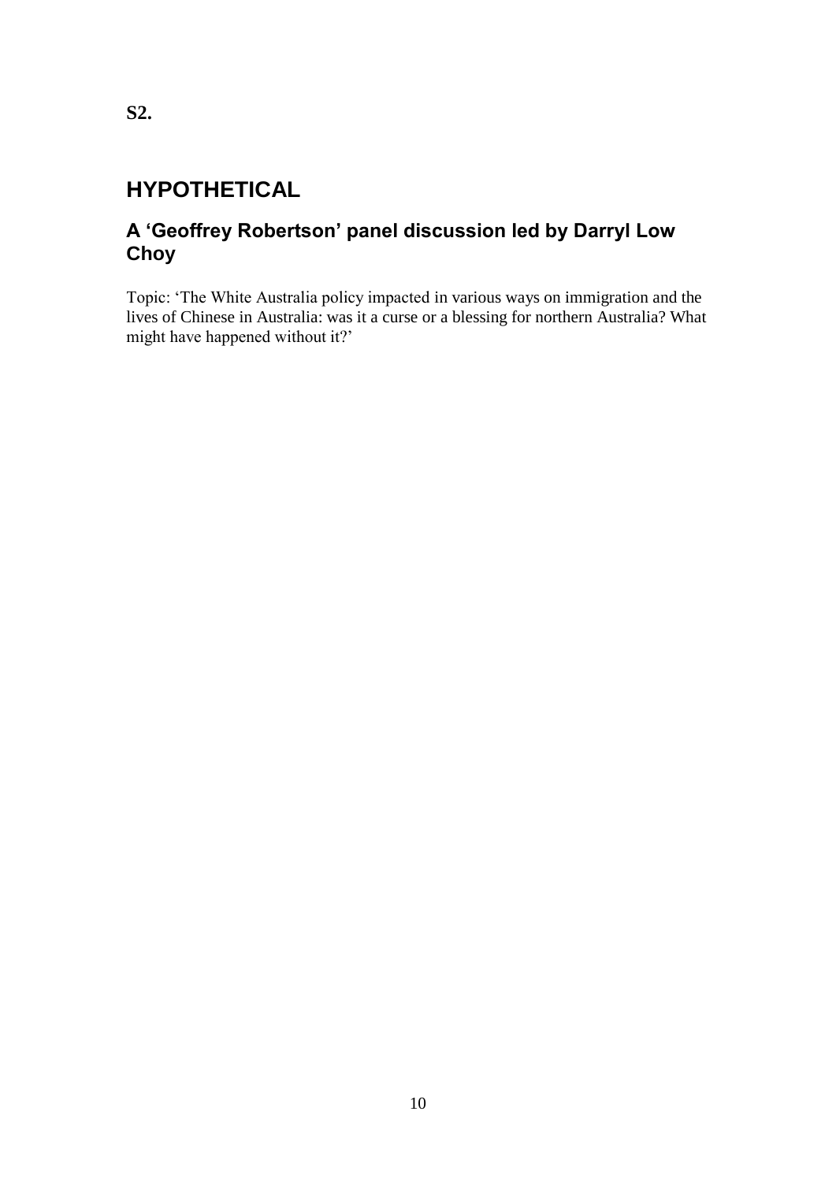**S2.**

# HYPOTHETICAL

## A 'Geoffrey Robertson' panel discussion led by Darryl Low Choy

Topic: 'The White Australia policy impacted in various ways on immigration and the lives of Chinese in Australia: was it a curse or a blessing for northern Australia? What might have happened without it?'